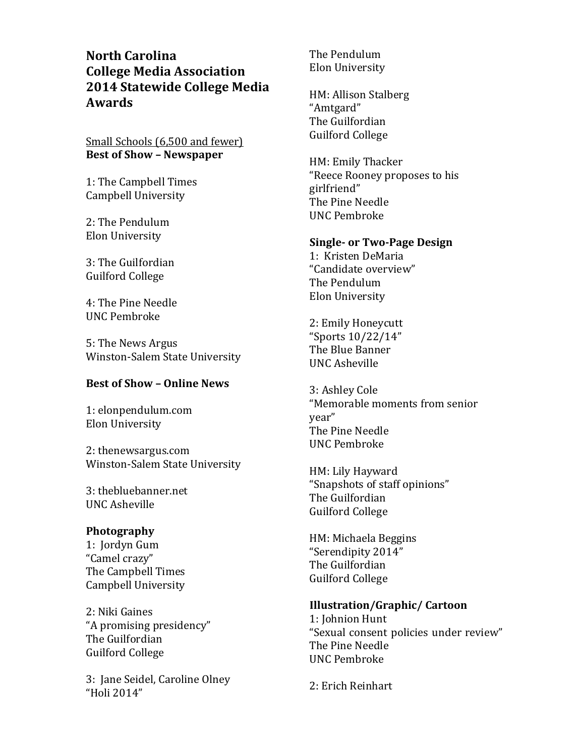# North Carolina College Media Association 2014 Statewide College Media Awards

Small Schools (6,500 and fewer)

**Best of Show – Newspaper**

1: The Campbell Times
Campbell University

2: The Pendulum
Elon University

3: The Guilfordian
Guilford College

4: The Pine Needle
UNC Pembroke

5: The News Argus
Winston-Salem State University

**Best of Show – Online News**

1: elonpendulum.com
Elon University

2: thenewsargus.com
Winston-Salem State University

3: thebluebanner.net
UNC Asheville

**Photography**

1: Jordyn Gum
"Camel crazy"
The Campbell Times
Campbell University

2: Niki Gaines
"A promising presidency"
The Guilfordian
Guilford College

3: Jane Seidel, Caroline Olney
"Holi 2014"
The Pendulum
Elon University

HM: Allison Stalberg
"Amtgard"
The Guilfordian
Guilford College

HM: Emily Thacker
"Reece Rooney proposes to his girlfriend"
The Pine Needle
UNC Pembroke

**Single- or Two-Page Design**

1: Kristen DeMaria
"Candidate overview"
The Pendulum
Elon University

2: Emily Honeycutt
"Sports 10/22/14"
The Blue Banner
UNC Asheville

3: Ashley Cole
"Memorable moments from senior year"
The Pine Needle
UNC Pembroke

HM: Lily Hayward
"Snapshots of staff opinions"
The Guilfordian
Guilford College

HM: Michaela Beggins
"Serendipity 2014"
The Guilfordian
Guilford College

**Illustration/Graphic/ Cartoon**

1: Johnion Hunt
"Sexual consent policies under review"
The Pine Needle
UNC Pembroke

2: Erich Reinhart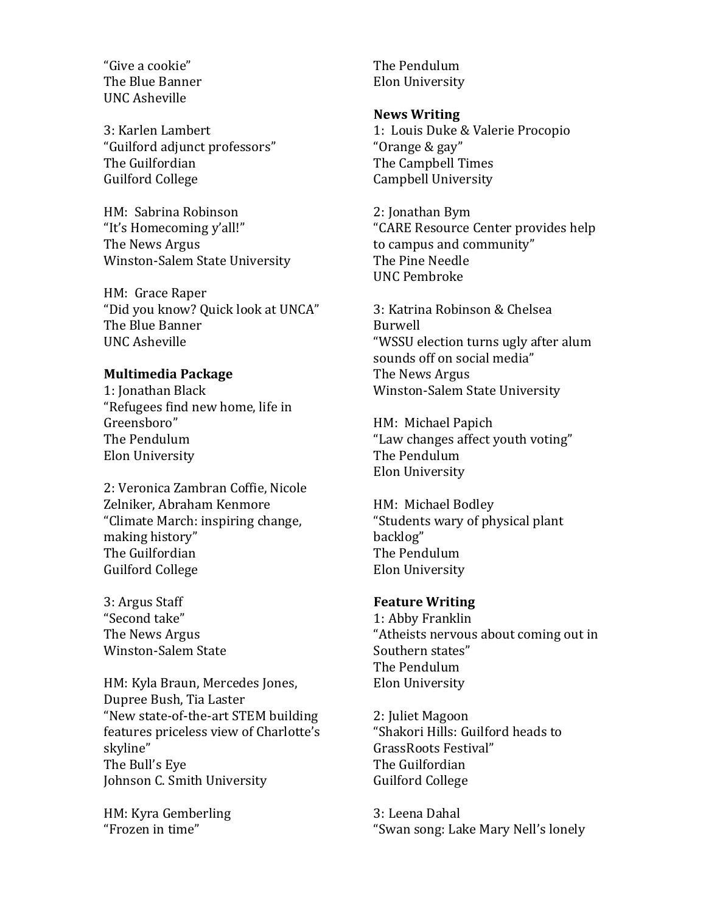"Give a cookie"
The Blue Banner
UNC Asheville

3: Karlen Lambert
"Guilford adjunct professors"
The Guilfordian
Guilford College

HM: Sabrina Robinson
"It's Homecoming y'all!"
The News Argus
Winston-Salem State University

HM: Grace Raper
"Did you know? Quick look at UNCA"
The Blue Banner
UNC Asheville

**Multimedia Package**
1: Jonathan Black
"Refugees find new home, life in Greensboro"
The Pendulum
Elon University

2: Veronica Zambran Coffie, Nicole Zelniker, Abraham Kenmore
"Climate March: inspiring change, making history"
The Guilfordian
Guilford College

3: Argus Staff
"Second take"
The News Argus
Winston-Salem State

HM: Kyla Braun, Mercedes Jones, Dupree Bush, Tia Laster
"New state-of-the-art STEM building features priceless view of Charlotte's skyline"
The Bull's Eye
Johnson C. Smith University

HM: Kyra Gemberling
"Frozen in time"
The Pendulum
Elon University

**News Writing**
1: Louis Duke & Valerie Procopio
"Orange & gay"
The Campbell Times
Campbell University

2: Jonathan Bym
"CARE Resource Center provides help to campus and community"
The Pine Needle
UNC Pembroke

3: Katrina Robinson & Chelsea Burwell
"WSSU election turns ugly after alum sounds off on social media"
The News Argus
Winston-Salem State University

HM: Michael Papich
"Law changes affect youth voting"
The Pendulum
Elon University

HM: Michael Bodley
"Students wary of physical plant backlog"
The Pendulum
Elon University

**Feature Writing**
1: Abby Franklin
"Atheists nervous about coming out in Southern states"
The Pendulum
Elon University

2: Juliet Magoon
"Shakori Hills: Guilford heads to GrassRoots Festival"
The Guilfordian
Guilford College

3: Leena Dahal
"Swan song: Lake Mary Nell's lonely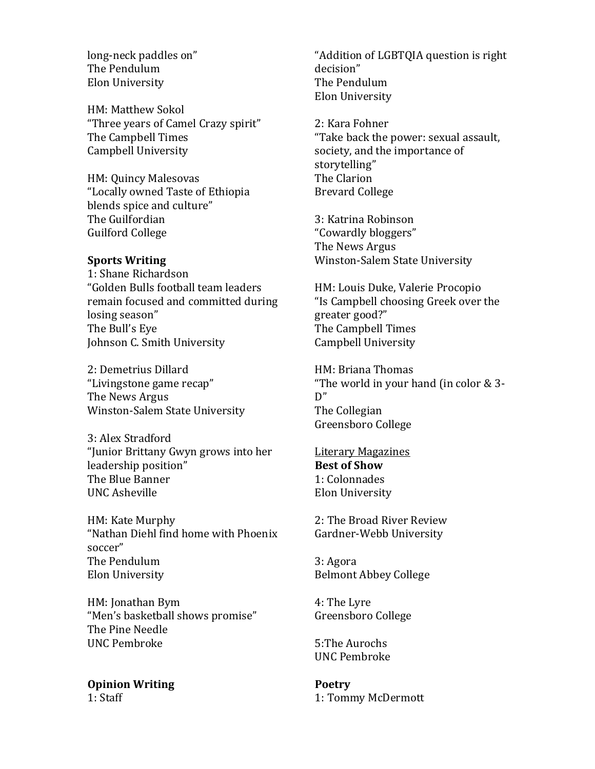long-neck paddles on"
The Pendulum
Elon University

HM: Matthew Sokol
"Three years of Camel Crazy spirit"
The Campbell Times
Campbell University

HM: Quincy Malesovas
"Locally owned Taste of Ethiopia blends spice and culture"
The Guilfordian
Guilford College

**Sports Writing**
1: Shane Richardson
"Golden Bulls football team leaders remain focused and committed during losing season"
The Bull's Eye
Johnson C. Smith University

2: Demetrius Dillard
"Livingstone game recap"
The News Argus
Winston-Salem State University

3: Alex Stradford
"Junior Brittany Gwyn grows into her leadership position"
The Blue Banner
UNC Asheville

HM: Kate Murphy
"Nathan Diehl find home with Phoenix soccer"
The Pendulum
Elon University

HM: Jonathan Bym
"Men's basketball shows promise"
The Pine Needle
UNC Pembroke

**Opinion Writing**
1: Staff
"Addition of LGBTQIA question is right decision"
The Pendulum
Elon University

2: Kara Fohner
"Take back the power: sexual assault, society, and the importance of storytelling"
The Clarion
Brevard College

3: Katrina Robinson
"Cowardly bloggers"
The News Argus
Winston-Salem State University

HM: Louis Duke, Valerie Procopio
"Is Campbell choosing Greek over the greater good?"
The Campbell Times
Campbell University

HM: Briana Thomas
"The world in your hand (in color & 3-D"
The Collegian
Greensboro College

<u>Literary Magazines</u>
**Best of Show**
1: Colonnades
Elon University

2: The Broad River Review
Gardner-Webb University

3: Agora
Belmont Abbey College

4: The Lyre
Greensboro College

5:The Aurochs
UNC Pembroke

**Poetry**
1: Tommy McDermott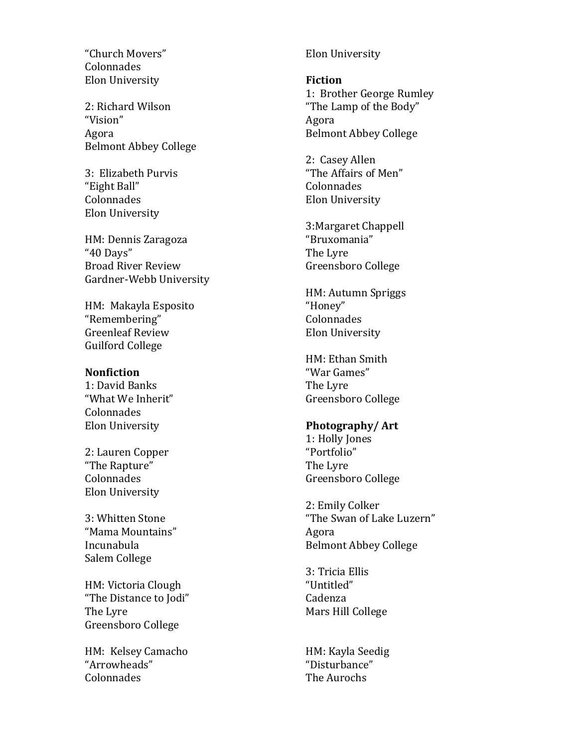"Church Movers"
Colonnades
Elon University

2: Richard Wilson
"Vision"
Agora
Belmont Abbey College

3: Elizabeth Purvis
"Eight Ball"
Colonnades
Elon University

HM: Dennis Zaragoza
"40 Days"
Broad River Review
Gardner-Webb University

HM: Makayla Esposito
"Remembering"
Greenleaf Review
Guilford College

**Nonfiction**
1: David Banks
"What We Inherit"
Colonnades
Elon University

2: Lauren Copper
"The Rapture"
Colonnades
Elon University

3: Whitten Stone
"Mama Mountains"
Incunabula
Salem College

HM: Victoria Clough
"The Distance to Jodi"
The Lyre
Greensboro College

HM: Kelsey Camacho
"Arrowheads"
Colonnades
Elon University

**Fiction**
1: Brother George Rumley
"The Lamp of the Body"
Agora
Belmont Abbey College

2: Casey Allen
"The Affairs of Men"
Colonnades
Elon University

3:Margaret Chappell
"Bruxomania"
The Lyre
Greensboro College

HM: Autumn Spriggs
"Honey"
Colonnades
Elon University

HM: Ethan Smith
"War Games"
The Lyre
Greensboro College

**Photography/ Art**
1: Holly Jones
"Portfolio"
The Lyre
Greensboro College

2: Emily Colker
"The Swan of Lake Luzern"
Agora
Belmont Abbey College

3: Tricia Ellis
"Untitled"
Cadenza
Mars Hill College

HM: Kayla Seedig
"Disturbance"
The Aurochs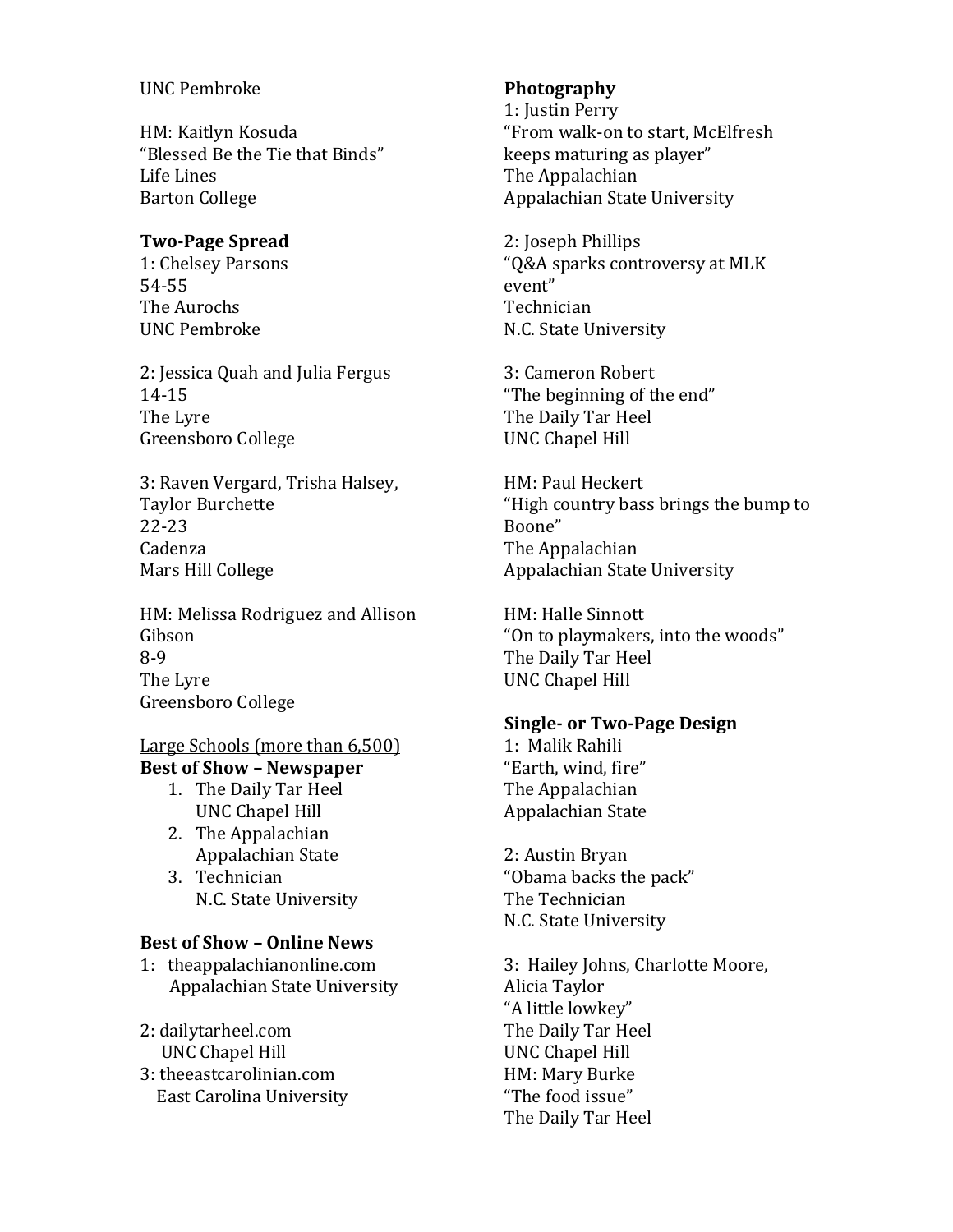UNC Pembroke

HM: Kaitlyn Kosuda
"Blessed Be the Tie that Binds"
Life Lines
Barton College

**Two-Page Spread**
1: Chelsey Parsons
54-55
The Aurochs
UNC Pembroke

2: Jessica Quah and Julia Fergus
14-15
The Lyre
Greensboro College

3: Raven Vergard, Trisha Halsey, Taylor Burchette
22-23
Cadenza
Mars Hill College

HM: Melissa Rodriguez and Allison Gibson
8-9
The Lyre
Greensboro College

Large Schools (more than 6,500)

**Best of Show – Newspaper**

1. The Daily Tar Heel
   UNC Chapel Hill
2. The Appalachian
   Appalachian State
3. Technician
   N.C. State University

**Best of Show – Online News**
1: theappalachianonline.com
Appalachian State University

2: dailytarheel.com
UNC Chapel Hill
3: theeastcarolinian.com
East Carolina University

**Photography**
1: Justin Perry
"From walk-on to start, McElfresh keeps maturing as player"
The Appalachian
Appalachian State University

2: Joseph Phillips
"Q&A sparks controversy at MLK event"
Technician
N.C. State University

3: Cameron Robert
"The beginning of the end"
The Daily Tar Heel
UNC Chapel Hill

HM: Paul Heckert
"High country bass brings the bump to Boone"
The Appalachian
Appalachian State University

HM: Halle Sinnott
"On to playmakers, into the woods"
The Daily Tar Heel
UNC Chapel Hill

**Single- or Two-Page Design**
1: Malik Rahili
"Earth, wind, fire"
The Appalachian
Appalachian State

2: Austin Bryan
"Obama backs the pack"
The Technician
N.C. State University

3: Hailey Johns, Charlotte Moore, Alicia Taylor
"A little lowkey"
The Daily Tar Heel
UNC Chapel Hill
HM: Mary Burke
"The food issue"
The Daily Tar Heel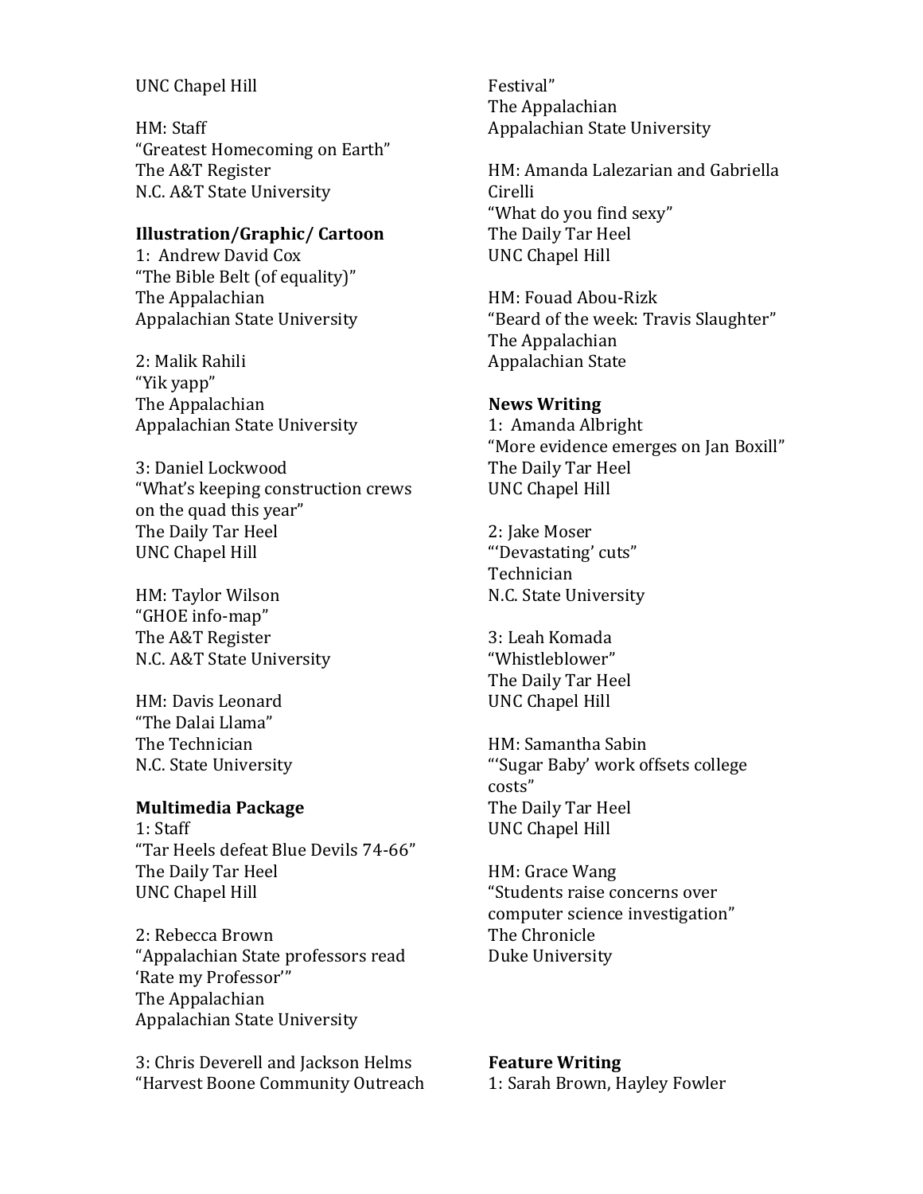UNC Chapel Hill

HM: Staff
"Greatest Homecoming on Earth"
The A&T Register
N.C. A&T State University

**Illustration/Graphic/ Cartoon**

1: Andrew David Cox
"The Bible Belt (of equality)"
The Appalachian
Appalachian State University

2: Malik Rahili
"Yik yapp"
The Appalachian
Appalachian State University

3: Daniel Lockwood
"What's keeping construction crews on the quad this year"
The Daily Tar Heel
UNC Chapel Hill

HM: Taylor Wilson
"GHOE info-map"
The A&T Register
N.C. A&T State University

HM: Davis Leonard
"The Dalai Llama"
The Technician
N.C. State University

**Multimedia Package**

1: Staff
"Tar Heels defeat Blue Devils 74-66"
The Daily Tar Heel
UNC Chapel Hill

2: Rebecca Brown
"Appalachian State professors read 'Rate my Professor'"
The Appalachian
Appalachian State University

3: Chris Deverell and Jackson Helms
"Harvest Boone Community Outreach Festival"
The Appalachian
Appalachian State University

HM: Amanda Lalezarian and Gabriella Cirelli
"What do you find sexy"
The Daily Tar Heel
UNC Chapel Hill

HM: Fouad Abou-Rizk
"Beard of the week: Travis Slaughter"
The Appalachian
Appalachian State

**News Writing**

1: Amanda Albright
"More evidence emerges on Jan Boxill"
The Daily Tar Heel
UNC Chapel Hill

2: Jake Moser
"'Devastating' cuts"
Technician
N.C. State University

3: Leah Komada
"Whistleblower"
The Daily Tar Heel
UNC Chapel Hill

HM: Samantha Sabin
"'Sugar Baby' work offsets college costs"
The Daily Tar Heel
UNC Chapel Hill

HM: Grace Wang
"Students raise concerns over computer science investigation"
The Chronicle
Duke University

**Feature Writing**

1: Sarah Brown, Hayley Fowler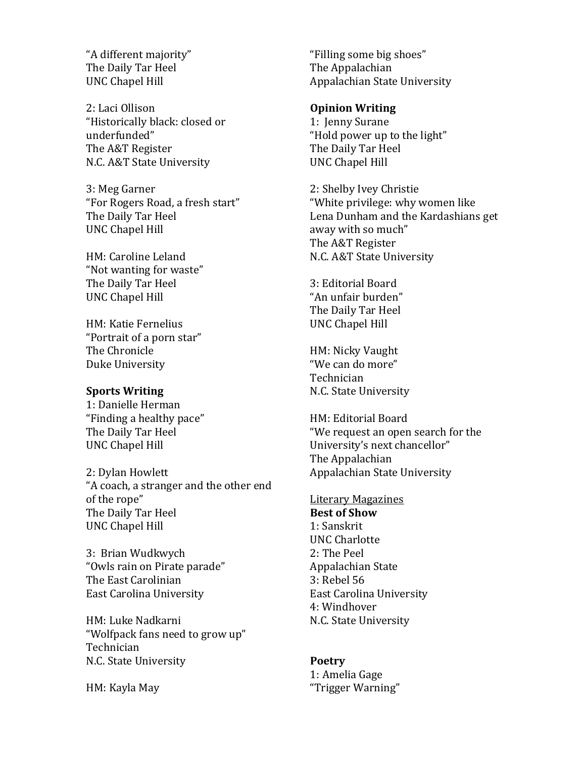"A different majority"
The Daily Tar Heel
UNC Chapel Hill

2: Laci Ollison
"Historically black: closed or underfunded"
The A&T Register
N.C. A&T State University

3: Meg Garner
"For Rogers Road, a fresh start"
The Daily Tar Heel
UNC Chapel Hill

HM: Caroline Leland
"Not wanting for waste"
The Daily Tar Heel
UNC Chapel Hill

HM: Katie Fernelius
"Portrait of a porn star"
The Chronicle
Duke University

**Sports Writing**
1: Danielle Herman
"Finding a healthy pace"
The Daily Tar Heel
UNC Chapel Hill

2: Dylan Howlett
"A coach, a stranger and the other end of the rope"
The Daily Tar Heel
UNC Chapel Hill

3: Brian Wudkwych
"Owls rain on Pirate parade"
The East Carolinian
East Carolina University

HM: Luke Nadkarni
"Wolfpack fans need to grow up"
Technician
N.C. State University

HM: Kayla May
"Filling some big shoes"
The Appalachian
Appalachian State University

**Opinion Writing**
1: Jenny Surane
"Hold power up to the light"
The Daily Tar Heel
UNC Chapel Hill

2: Shelby Ivey Christie
"White privilege: why women like Lena Dunham and the Kardashians get away with so much"
The A&T Register
N.C. A&T State University

3: Editorial Board
"An unfair burden"
The Daily Tar Heel
UNC Chapel Hill

HM: Nicky Vaught
"We can do more"
Technician
N.C. State University

HM: Editorial Board
"We request an open search for the University's next chancellor"
The Appalachian
Appalachian State University

<u>Literary Magazines</u>
**Best of Show**
1: Sanskrit
UNC Charlotte
2: The Peel
Appalachian State
3: Rebel 56
East Carolina University
4: Windhover
N.C. State University

**Poetry**
1: Amelia Gage
"Trigger Warning"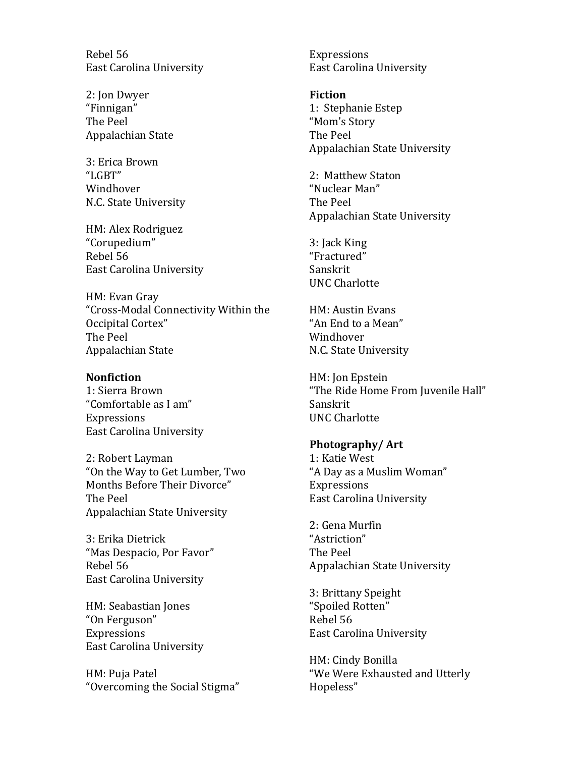Rebel 56
East Carolina University

2: Jon Dwyer
"Finnigan"
The Peel
Appalachian State

3: Erica Brown
"LGBT"
Windhover
N.C. State University

HM: Alex Rodriguez
"Corupedium"
Rebel 56
East Carolina University

HM: Evan Gray
"Cross-Modal Connectivity Within the Occipital Cortex"
The Peel
Appalachian State

**Nonfiction**

1: Sierra Brown
"Comfortable as I am"
Expressions
East Carolina University

2: Robert Layman
"On the Way to Get Lumber, Two Months Before Their Divorce"
The Peel
Appalachian State University

3: Erika Dietrick
"Mas Despacio, Por Favor"
Rebel 56
East Carolina University

HM: Seabastian Jones
"On Ferguson"
Expressions
East Carolina University

HM: Puja Patel
"Overcoming the Social Stigma"
Expressions
East Carolina University

**Fiction**

1: Stephanie Estep
"Mom's Story
The Peel
Appalachian State University

2: Matthew Staton
"Nuclear Man"
The Peel
Appalachian State University

3: Jack King
"Fractured"
Sanskrit
UNC Charlotte

HM: Austin Evans
"An End to a Mean"
Windhover
N.C. State University

HM: Jon Epstein
"The Ride Home From Juvenile Hall"
Sanskrit
UNC Charlotte

**Photography/ Art**

1: Katie West
"A Day as a Muslim Woman"
Expressions
East Carolina University

2: Gena Murfin
"Astriction"
The Peel
Appalachian State University

3: Brittany Speight
"Spoiled Rotten"
Rebel 56
East Carolina University

HM: Cindy Bonilla
"We Were Exhausted and Utterly Hopeless"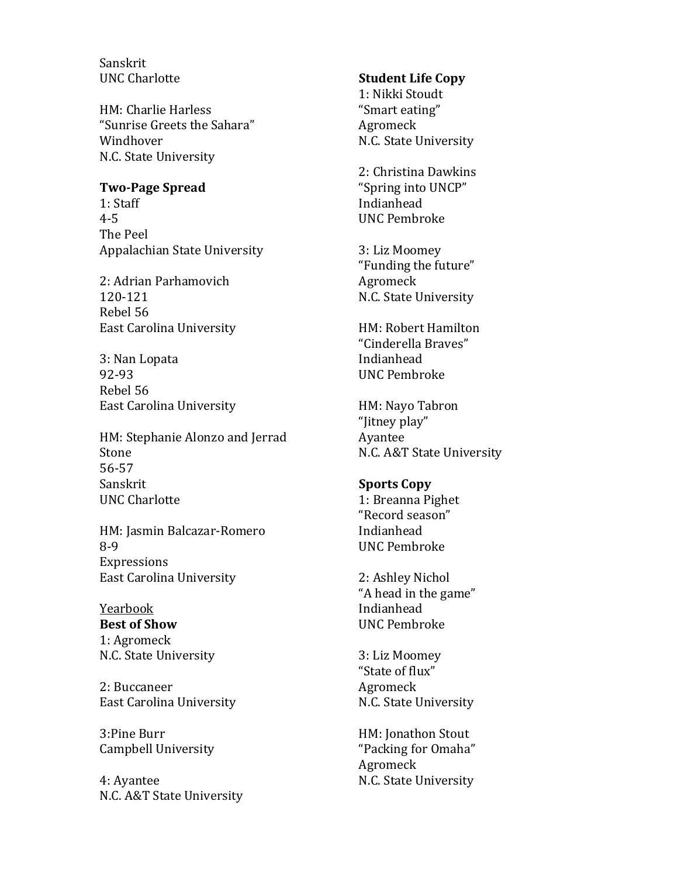Sanskrit
UNC Charlotte

HM: Charlie Harless
"Sunrise Greets the Sahara"
Windhover
N.C. State University

**Two-Page Spread**
1: Staff
4-5
The Peel
Appalachian State University

2: Adrian Parhamovich
120-121
Rebel 56
East Carolina University

3: Nan Lopata
92-93
Rebel 56
East Carolina University

HM: Stephanie Alonzo and Jerrad Stone
56-57
Sanskrit
UNC Charlotte

HM: Jasmin Balcazar-Romero
8-9
Expressions
East Carolina University

Yearbook

**Best of Show**
1: Agromeck
N.C. State University

2: Buccaneer
East Carolina University

3:Pine Burr
Campbell University

4: Ayantee
N.C. A&T State University

**Student Life Copy**
1: Nikki Stoudt
"Smart eating"
Agromeck
N.C. State University

2: Christina Dawkins
"Spring into UNCP"
Indianhead
UNC Pembroke

3: Liz Moomey
"Funding the future"
Agromeck
N.C. State University

HM: Robert Hamilton
"Cinderella Braves"
Indianhead
UNC Pembroke

HM: Nayo Tabron
"Jitney play"
Ayantee
N.C. A&T State University

**Sports Copy**
1: Breanna Pighet
"Record season"
Indianhead
UNC Pembroke

2: Ashley Nichol
"A head in the game"
Indianhead
UNC Pembroke

3: Liz Moomey
"State of flux"
Agromeck
N.C. State University

HM: Jonathon Stout
"Packing for Omaha"
Agromeck
N.C. State University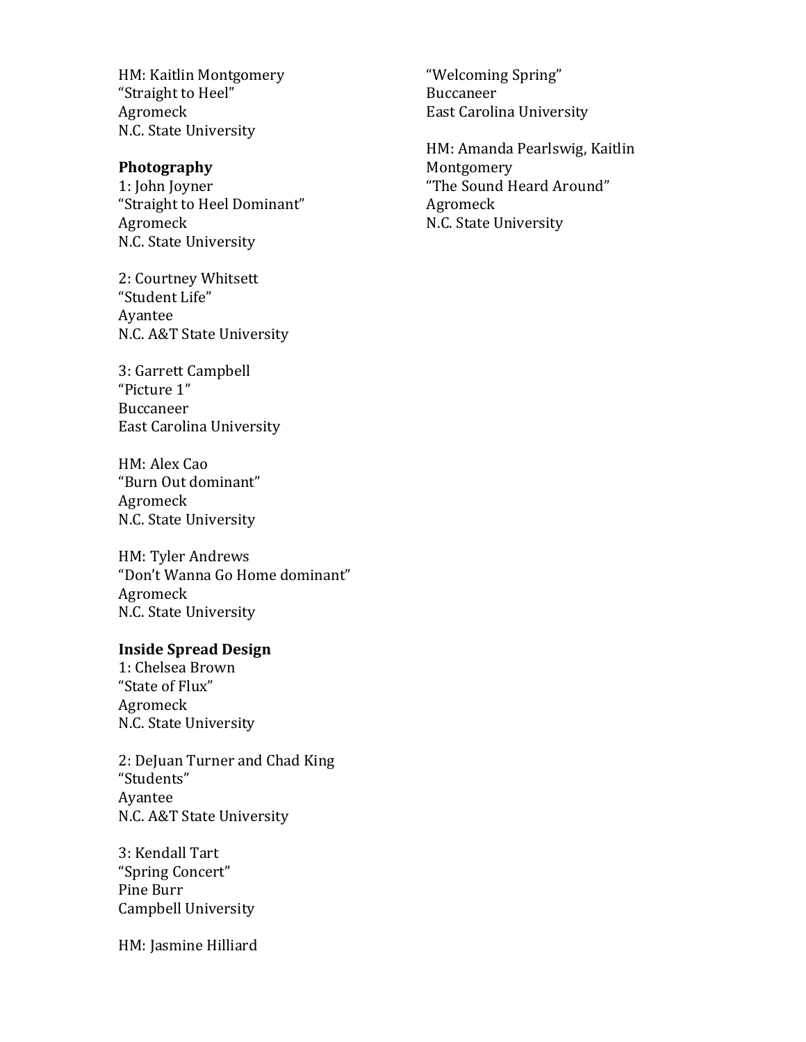HM: Kaitlin Montgomery
"Straight to Heel"
Agromeck
N.C. State University

**Photography**

1: John Joyner
"Straight to Heel Dominant"
Agromeck
N.C. State University

2: Courtney Whitsett
"Student Life"
Ayantee
N.C. A&T State University

3: Garrett Campbell
"Picture 1"
Buccaneer
East Carolina University

HM: Alex Cao
"Burn Out dominant"
Agromeck
N.C. State University

HM: Tyler Andrews
"Don't Wanna Go Home dominant"
Agromeck
N.C. State University

**Inside Spread Design**

1: Chelsea Brown
"State of Flux"
Agromeck
N.C. State University

2: DeJuan Turner and Chad King
"Students"
Ayantee
N.C. A&T State University

3: Kendall Tart
"Spring Concert"
Pine Burr
Campbell University

HM: Jasmine Hilliard
"Welcoming Spring"
Buccaneer
East Carolina University

HM: Amanda Pearlswig, Kaitlin Montgomery
"The Sound Heard Around"
Agromeck
N.C. State University